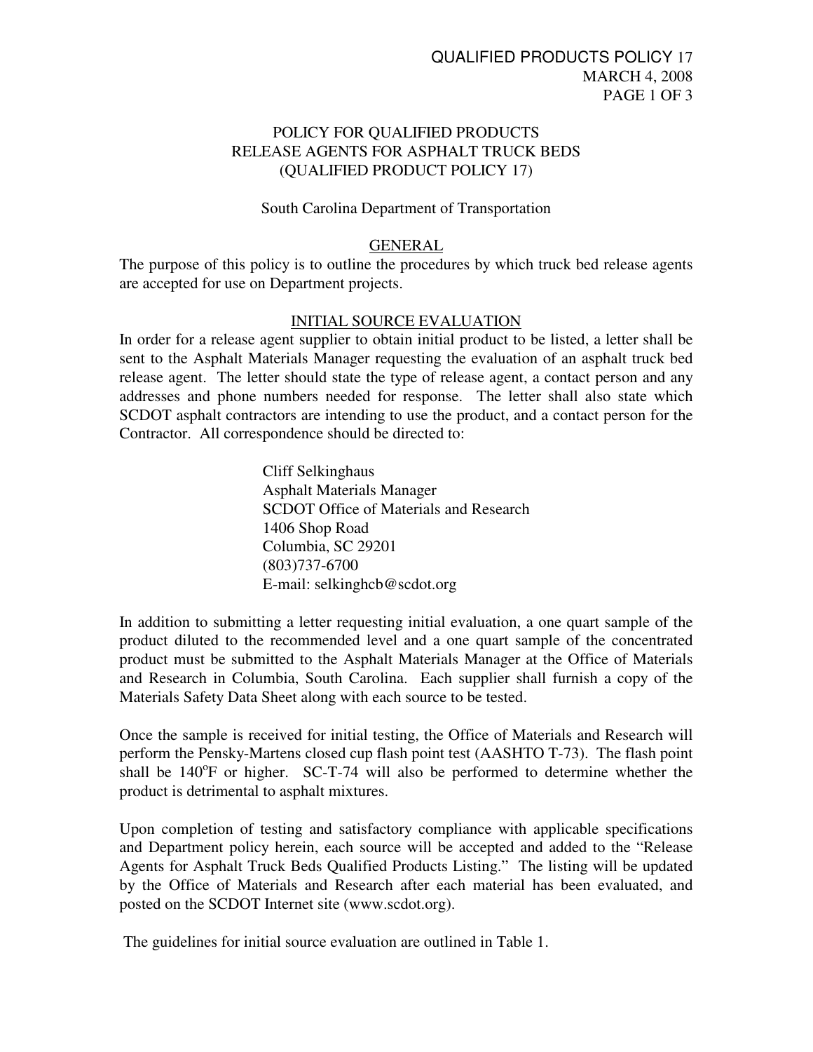# POLICY FOR QUALIFIED PRODUCTS
# RELEASE AGENTS FOR ASPHALT TRUCK BEDS
# (QUALIFIED PRODUCT POLICY 17)

South Carolina Department of Transportation

## GENERAL

The purpose of this policy is to outline the procedures by which truck bed release agents are accepted for use on Department projects.

## INITIAL SOURCE EVALUATION

In order for a release agent supplier to obtain initial product to be listed, a letter shall be sent to the Asphalt Materials Manager requesting the evaluation of an asphalt truck bed release agent. The letter should state the type of release agent, a contact person and any addresses and phone numbers needed for response. The letter shall also state which SCDOT asphalt contractors are intending to use the product, and a contact person for the Contractor. All correspondence should be directed to:

> Cliff Selkinghaus
> Asphalt Materials Manager
> SCDOT Office of Materials and Research
> 1406 Shop Road
> Columbia, SC 29201
> (803)737-6700
> E-mail: selkinghcb@scdot.org

In addition to submitting a letter requesting initial evaluation, a one quart sample of the product diluted to the recommended level and a one quart sample of the concentrated product must be submitted to the Asphalt Materials Manager at the Office of Materials and Research in Columbia, South Carolina. Each supplier shall furnish a copy of the Materials Safety Data Sheet along with each source to be tested.

Once the sample is received for initial testing, the Office of Materials and Research will perform the Pensky-Martens closed cup flash point test (AASHTO T-73). The flash point shall be $140^{o}$F or higher. SC-T-74 will also be performed to determine whether the product is detrimental to asphalt mixtures.

Upon completion of testing and satisfactory compliance with applicable specifications and Department policy herein, each source will be accepted and added to the "Release Agents for Asphalt Truck Beds Qualified Products Listing." The listing will be updated by the Office of Materials and Research after each material has been evaluated, and posted on the SCDOT Internet site (www.scdot.org).

The guidelines for initial source evaluation are outlined in Table 1.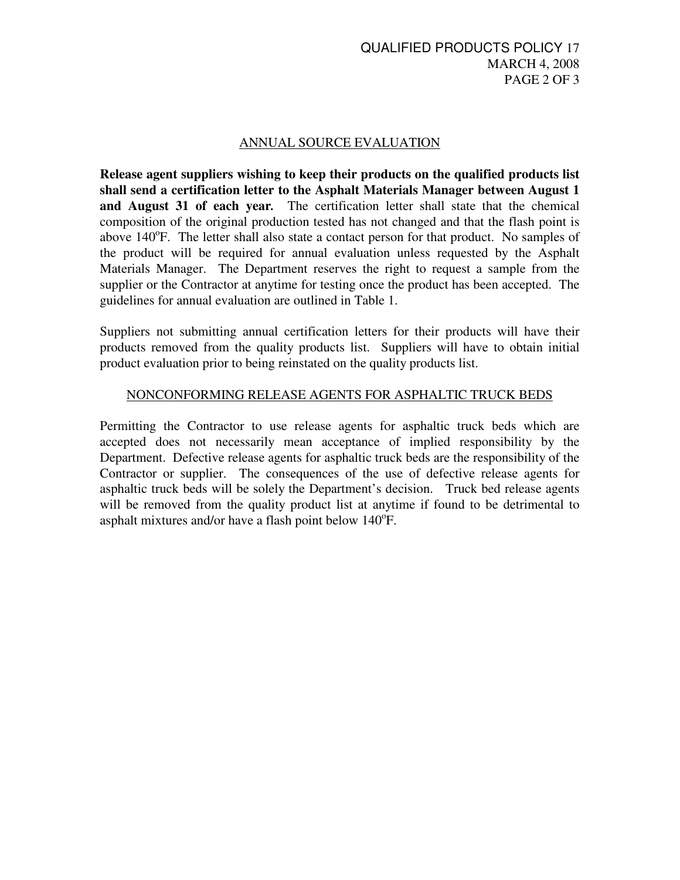## ANNUAL SOURCE EVALUATION

**Release agent suppliers wishing to keep their products on the qualified products list shall send a certification letter to the Asphalt Materials Manager between August 1 and August 31 of each year.** The certification letter shall state that the chemical composition of the original production tested has not changed and that the flash point is above 140°F. The letter shall also state a contact person for that product. No samples of the product will be required for annual evaluation unless requested by the Asphalt Materials Manager. The Department reserves the right to request a sample from the supplier or the Contractor at anytime for testing once the product has been accepted. The guidelines for annual evaluation are outlined in Table 1.

Suppliers not submitting annual certification letters for their products will have their products removed from the quality products list. Suppliers will have to obtain initial product evaluation prior to being reinstated on the quality products list.

## NONCONFORMING RELEASE AGENTS FOR ASPHALTIC TRUCK BEDS

Permitting the Contractor to use release agents for asphaltic truck beds which are accepted does not necessarily mean acceptance of implied responsibility by the Department. Defective release agents for asphaltic truck beds are the responsibility of the Contractor or supplier. The consequences of the use of defective release agents for asphaltic truck beds will be solely the Department's decision. Truck bed release agents will be removed from the quality product list at anytime if found to be detrimental to asphalt mixtures and/or have a flash point below 140°F.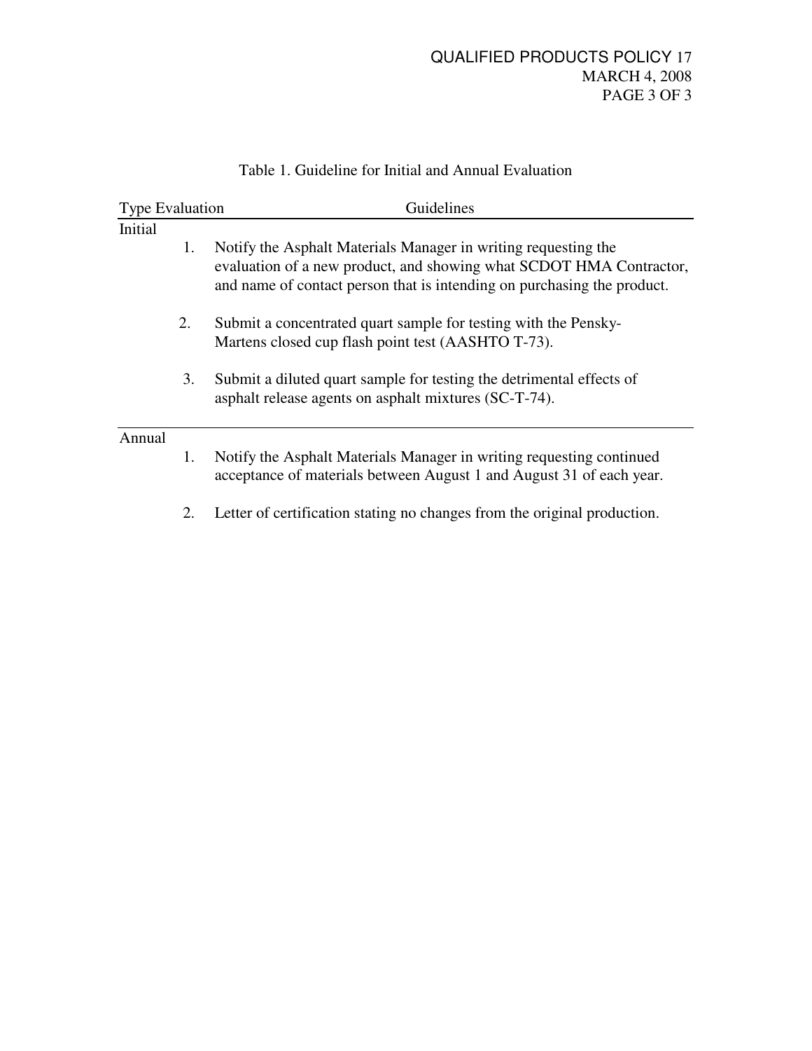Table 1. Guideline for Initial and Annual Evaluation

| Type Evaluation | | Guidelines |
|---|---|---|
| Initial | | |
| | 1. | Notify the Asphalt Materials Manager in writing requesting the evaluation of a new product, and showing what SCDOT HMA Contractor, and name of contact person that is intending on purchasing the product. |
| | 2. | Submit a concentrated quart sample for testing with the Pensky-Martens closed cup flash point test (AASHTO T-73). |
| | 3. | Submit a diluted quart sample for testing the detrimental effects of asphalt release agents on asphalt mixtures (SC-T-74). |
| Annual | | |
| | 1. | Notify the Asphalt Materials Manager in writing requesting continued acceptance of materials between August 1 and August 31 of each year. |
| | 2. | Letter of certification stating no changes from the original production. |